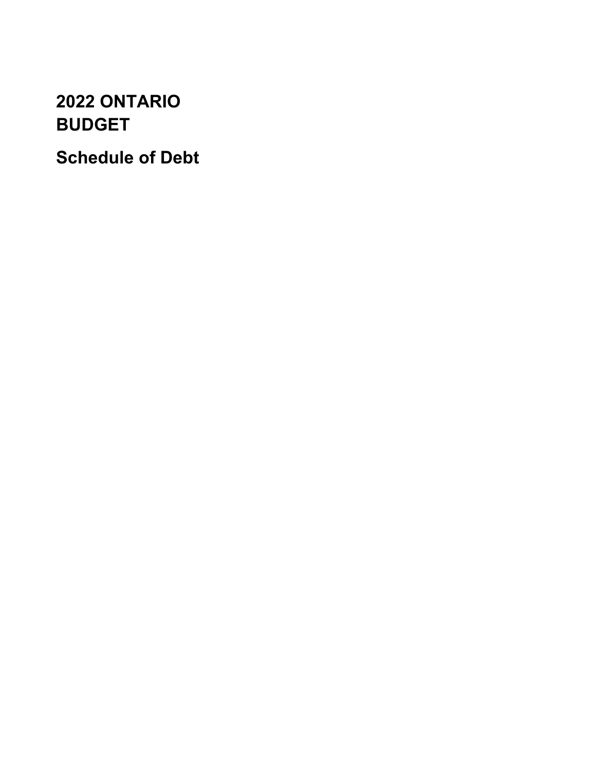# 2022 ONTARIO BUDGET

## Schedule of Debt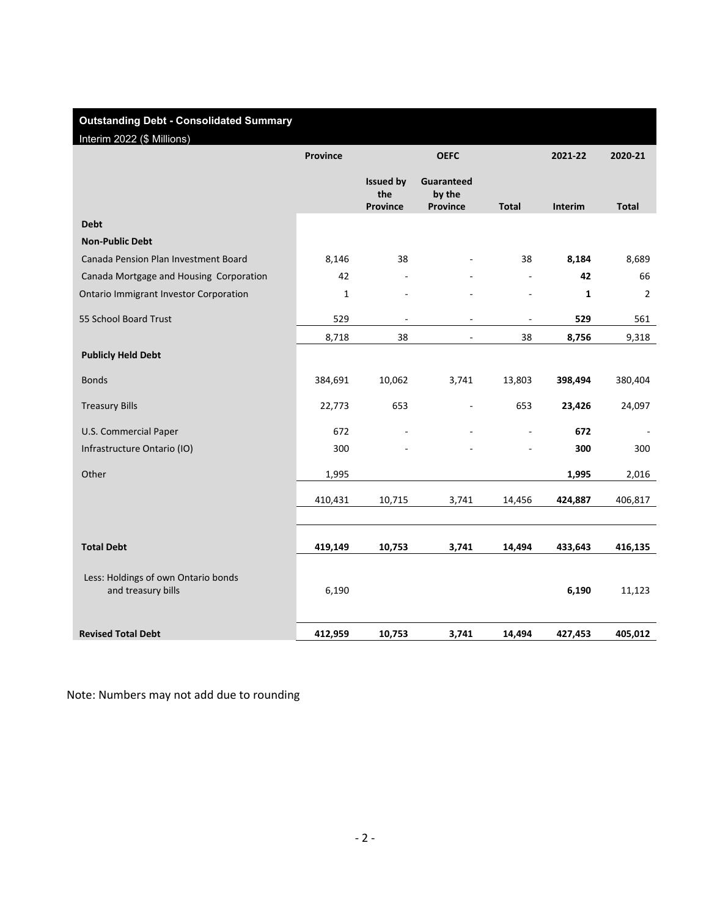## Outstanding Debt - Consolidated Summary

Interim 2022 ($ Millions)

| | Province | OEFC | | | 2021-22 | 2020-21 |
|---|---|---|---|---|---|---|
| | | Issued by the Province | Guaranteed by the Province | Total | Interim | Total |
| **Debt** | | | | | | |
| **Non-Public Debt** | | | | | | |
| Canada Pension Plan Investment Board | 8,146 | 38 | - | 38 | **8,184** | 8,689 |
| Canada Mortgage and Housing Corporation | 42 | - | - | - | **42** | 66 |
| Ontario Immigrant Investor Corporation | 1 | - | - | - | **1** | 2 |
| 55 School Board Trust | 529 | - | - | - | **529** | 561 |
| | 8,718 | 38 | - | 38 | **8,756** | 9,318 |
| **Publicly Held Debt** | | | | | | |
| Bonds | 384,691 | 10,062 | 3,741 | 13,803 | **398,494** | 380,404 |
| Treasury Bills | 22,773 | 653 | - | 653 | **23,426** | 24,097 |
| U.S. Commercial Paper | 672 | - | - | - | **672** | - |
| Infrastructure Ontario (IO) | 300 | - | - | - | **300** | 300 |
| Other | 1,995 | | | | **1,995** | 2,016 |
| | 410,431 | 10,715 | 3,741 | 14,456 | **424,887** | 406,817 |
| **Total Debt** | **419,149** | **10,753** | **3,741** | **14,494** | **433,643** | **416,135** |
| Less: Holdings of own Ontario bonds and treasury bills | 6,190 | | | | **6,190** | 11,123 |
| **Revised Total Debt** | **412,959** | **10,753** | **3,741** | **14,494** | **427,453** | **405,012** |

Note: Numbers may not add due to rounding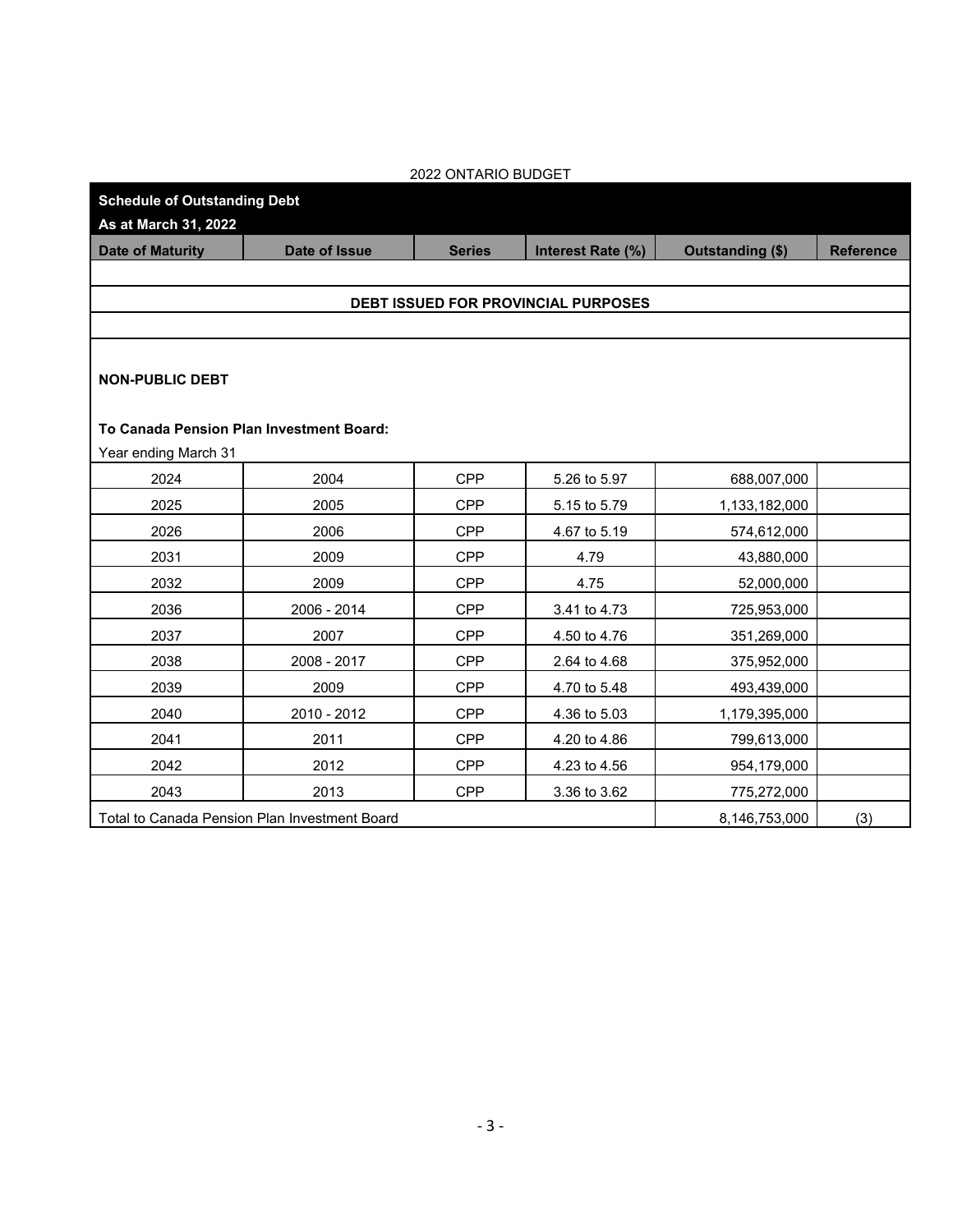2022 ONTARIO BUDGET

| Schedule of Outstanding Debt<br>As at March 31, 2022 | | | | | |
|---|---|---|---|---|---|
| **Date of Maturity** | **Date of Issue** | **Series** | **Interest Rate (%)** | **Outstanding ($)** | **Reference** |
| | | | | | |
| **DEBT ISSUED FOR PROVINCIAL PURPOSES** | | | | | |
| | | | | | |
| **NON-PUBLIC DEBT** | | | | | |
| **To Canada Pension Plan Investment Board:** | | | | | |
| Year ending March 31 | | | | | |
| 2024 | 2004 | CPP | 5.26 to 5.97 | 688,007,000 | |
| 2025 | 2005 | CPP | 5.15 to 5.79 | 1,133,182,000 | |
| 2026 | 2006 | CPP | 4.67 to 5.19 | 574,612,000 | |
| 2031 | 2009 | CPP | 4.79 | 43,880,000 | |
| 2032 | 2009 | CPP | 4.75 | 52,000,000 | |
| 2036 | 2006 - 2014 | CPP | 3.41 to 4.73 | 725,953,000 | |
| 2037 | 2007 | CPP | 4.50 to 4.76 | 351,269,000 | |
| 2038 | 2008 - 2017 | CPP | 2.64 to 4.68 | 375,952,000 | |
| 2039 | 2009 | CPP | 4.70 to 5.48 | 493,439,000 | |
| 2040 | 2010 - 2012 | CPP | 4.36 to 5.03 | 1,179,395,000 | |
| 2041 | 2011 | CPP | 4.20 to 4.86 | 799,613,000 | |
| 2042 | 2012 | CPP | 4.23 to 4.56 | 954,179,000 | |
| 2043 | 2013 | CPP | 3.36 to 3.62 | 775,272,000 | |
| Total to Canada Pension Plan Investment Board | | | | 8,146,753,000 | (3) |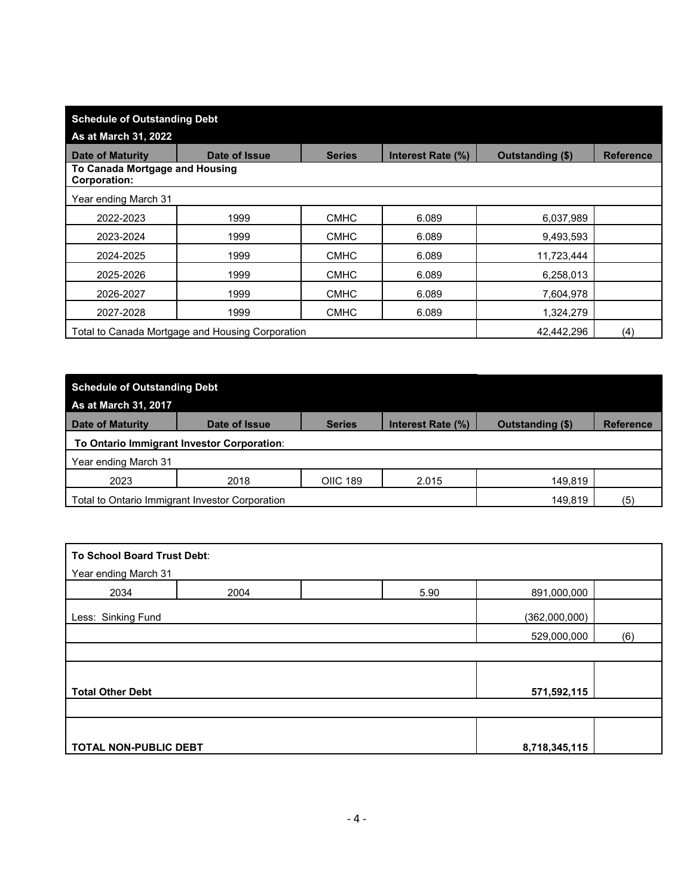| Schedule of Outstanding Debt | | | | | |
|---|---|---|---|---|---|
| **As at March 31, 2022** | | | | | |
| **Date of Maturity** | **Date of Issue** | **Series** | **Interest Rate (%)** | **Outstanding ($)** | **Reference** |
| **To Canada Mortgage and Housing Corporation:** | | | | | |
| Year ending March 31 | | | | | |
| 2022-2023 | 1999 | CMHC | 6.089 | 6,037,989 | |
| 2023-2024 | 1999 | CMHC | 6.089 | 9,493,593 | |
| 2024-2025 | 1999 | CMHC | 6.089 | 11,723,444 | |
| 2025-2026 | 1999 | CMHC | 6.089 | 6,258,013 | |
| 2026-2027 | 1999 | CMHC | 6.089 | 7,604,978 | |
| 2027-2028 | 1999 | CMHC | 6.089 | 1,324,279 | |
| Total to Canada Mortgage and Housing Corporation | | | | 42,442,296 | (4) |

| Schedule of Outstanding Debt | | | | | |
|---|---|---|---|---|---|
| **As at March 31, 2017** | | | | | |
| **Date of Maturity** | **Date of Issue** | **Series** | **Interest Rate (%)** | **Outstanding ($)** | **Reference** |
| **To Ontario Immigrant Investor Corporation**: | | | | | |
| Year ending March 31 | | | | | |
| 2023 | 2018 | OIIC 189 | 2.015 | 149,819 | |
| Total to Ontario Immigrant Investor Corporation | | | | 149,819 | (5) |

| **To School Board Trust Debt**: | | | | | |
|---|---|---|---|---|---|
| Year ending March 31 | | | | | |
| 2034 | 2004 | | 5.90 | 891,000,000 | |
| Less: Sinking Fund | | | | (362,000,000) | |
| | | | | 529,000,000 | (6) |
| | | | | | |
| **Total Other Debt** | | | | **571,592,115** | |
| | | | | | |
| **TOTAL NON-PUBLIC DEBT** | | | | **8,718,345,115** | |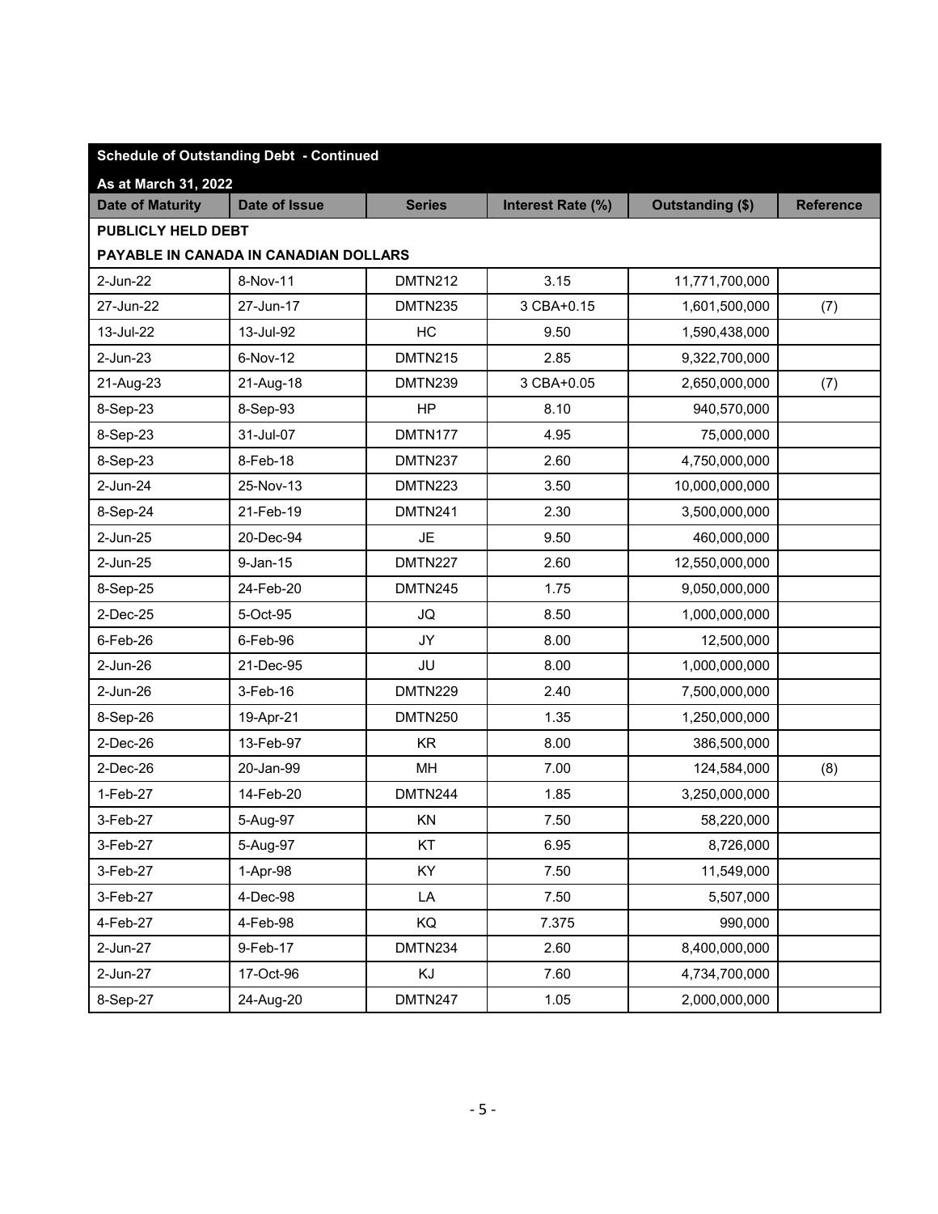| Schedule of Outstanding Debt - Continued | | | | | |
|---|---|---|---|---|---|
| As at March 31, 2022 | | | | | |
| **Date of Maturity** | **Date of Issue** | **Series** | **Interest Rate (%)** | **Outstanding ($)** | **Reference** |
| **PUBLICLY HELD DEBT** | | | | | |
| **PAYABLE IN CANADA IN CANADIAN DOLLARS** | | | | | |
| 2-Jun-22 | 8-Nov-11 | DMTN212 | 3.15 | 11,771,700,000 | |
| 27-Jun-22 | 27-Jun-17 | DMTN235 | 3 CBA+0.15 | 1,601,500,000 | (7) |
| 13-Jul-22 | 13-Jul-92 | HC | 9.50 | 1,590,438,000 | |
| 2-Jun-23 | 6-Nov-12 | DMTN215 | 2.85 | 9,322,700,000 | |
| 21-Aug-23 | 21-Aug-18 | DMTN239 | 3 CBA+0.05 | 2,650,000,000 | (7) |
| 8-Sep-23 | 8-Sep-93 | HP | 8.10 | 940,570,000 | |
| 8-Sep-23 | 31-Jul-07 | DMTN177 | 4.95 | 75,000,000 | |
| 8-Sep-23 | 8-Feb-18 | DMTN237 | 2.60 | 4,750,000,000 | |
| 2-Jun-24 | 25-Nov-13 | DMTN223 | 3.50 | 10,000,000,000 | |
| 8-Sep-24 | 21-Feb-19 | DMTN241 | 2.30 | 3,500,000,000 | |
| 2-Jun-25 | 20-Dec-94 | JE | 9.50 | 460,000,000 | |
| 2-Jun-25 | 9-Jan-15 | DMTN227 | 2.60 | 12,550,000,000 | |
| 8-Sep-25 | 24-Feb-20 | DMTN245 | 1.75 | 9,050,000,000 | |
| 2-Dec-25 | 5-Oct-95 | JQ | 8.50 | 1,000,000,000 | |
| 6-Feb-26 | 6-Feb-96 | JY | 8.00 | 12,500,000 | |
| 2-Jun-26 | 21-Dec-95 | JU | 8.00 | 1,000,000,000 | |
| 2-Jun-26 | 3-Feb-16 | DMTN229 | 2.40 | 7,500,000,000 | |
| 8-Sep-26 | 19-Apr-21 | DMTN250 | 1.35 | 1,250,000,000 | |
| 2-Dec-26 | 13-Feb-97 | KR | 8.00 | 386,500,000 | |
| 2-Dec-26 | 20-Jan-99 | MH | 7.00 | 124,584,000 | (8) |
| 1-Feb-27 | 14-Feb-20 | DMTN244 | 1.85 | 3,250,000,000 | |
| 3-Feb-27 | 5-Aug-97 | KN | 7.50 | 58,220,000 | |
| 3-Feb-27 | 5-Aug-97 | KT | 6.95 | 8,726,000 | |
| 3-Feb-27 | 1-Apr-98 | KY | 7.50 | 11,549,000 | |
| 3-Feb-27 | 4-Dec-98 | LA | 7.50 | 5,507,000 | |
| 4-Feb-27 | 4-Feb-98 | KQ | 7.375 | 990,000 | |
| 2-Jun-27 | 9-Feb-17 | DMTN234 | 2.60 | 8,400,000,000 | |
| 2-Jun-27 | 17-Oct-96 | KJ | 7.60 | 4,734,700,000 | |
| 8-Sep-27 | 24-Aug-20 | DMTN247 | 1.05 | 2,000,000,000 | |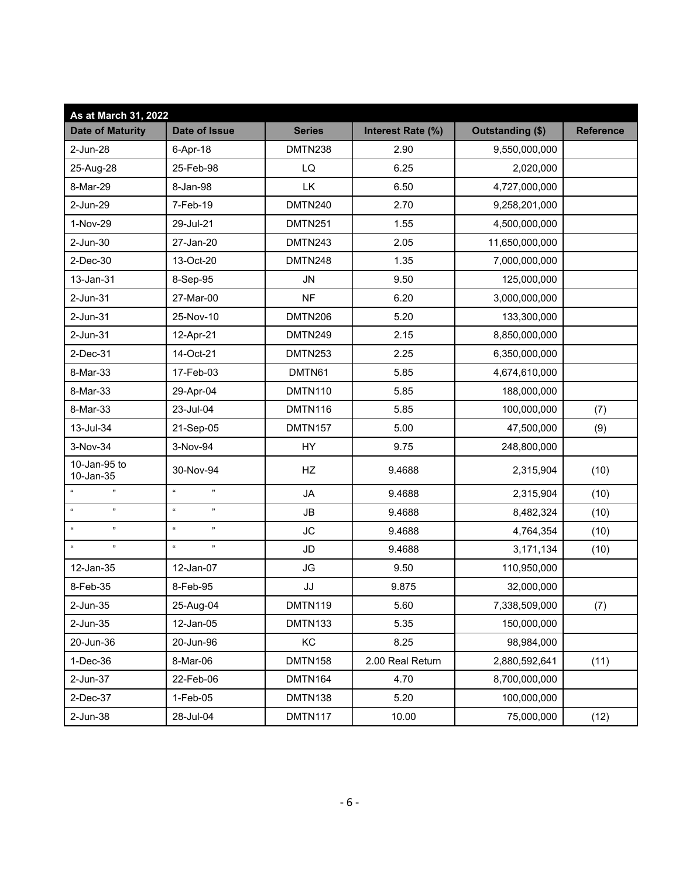| As at March 31, 2022 | | | | | |
|---|---|---|---|---|---|
| **Date of Maturity** | **Date of Issue** | **Series** | **Interest Rate (%)** | **Outstanding ($)** | **Reference** |
| 2-Jun-28 | 6-Apr-18 | DMTN238 | 2.90 | 9,550,000,000 | |
| 25-Aug-28 | 25-Feb-98 | LQ | 6.25 | 2,020,000 | |
| 8-Mar-29 | 8-Jan-98 | LK | 6.50 | 4,727,000,000 | |
| 2-Jun-29 | 7-Feb-19 | DMTN240 | 2.70 | 9,258,201,000 | |
| 1-Nov-29 | 29-Jul-21 | DMTN251 | 1.55 | 4,500,000,000 | |
| 2-Jun-30 | 27-Jan-20 | DMTN243 | 2.05 | 11,650,000,000 | |
| 2-Dec-30 | 13-Oct-20 | DMTN248 | 1.35 | 7,000,000,000 | |
| 13-Jan-31 | 8-Sep-95 | JN | 9.50 | 125,000,000 | |
| 2-Jun-31 | 27-Mar-00 | NF | 6.20 | 3,000,000,000 | |
| 2-Jun-31 | 25-Nov-10 | DMTN206 | 5.20 | 133,300,000 | |
| 2-Jun-31 | 12-Apr-21 | DMTN249 | 2.15 | 8,850,000,000 | |
| 2-Dec-31 | 14-Oct-21 | DMTN253 | 2.25 | 6,350,000,000 | |
| 8-Mar-33 | 17-Feb-03 | DMTN61 | 5.85 | 4,674,610,000 | |
| 8-Mar-33 | 29-Apr-04 | DMTN110 | 5.85 | 188,000,000 | |
| 8-Mar-33 | 23-Jul-04 | DMTN116 | 5.85 | 100,000,000 | (7) |
| 13-Jul-34 | 21-Sep-05 | DMTN157 | 5.00 | 47,500,000 | (9) |
| 3-Nov-34 | 3-Nov-94 | HY | 9.75 | 248,800,000 | |
| 10-Jan-95 to 10-Jan-35 | 30-Nov-94 | HZ | 9.4688 | 2,315,904 | (10) |
| " " | " " | JA | 9.4688 | 2,315,904 | (10) |
| " " | " " | JB | 9.4688 | 8,482,324 | (10) |
| " " | " " | JC | 9.4688 | 4,764,354 | (10) |
| " " | " " | JD | 9.4688 | 3,171,134 | (10) |
| 12-Jan-35 | 12-Jan-07 | JG | 9.50 | 110,950,000 | |
| 8-Feb-35 | 8-Feb-95 | JJ | 9.875 | 32,000,000 | |
| 2-Jun-35 | 25-Aug-04 | DMTN119 | 5.60 | 7,338,509,000 | (7) |
| 2-Jun-35 | 12-Jan-05 | DMTN133 | 5.35 | 150,000,000 | |
| 20-Jun-36 | 20-Jun-96 | KC | 8.25 | 98,984,000 | |
| 1-Dec-36 | 8-Mar-06 | DMTN158 | 2.00 Real Return | 2,880,592,641 | (11) |
| 2-Jun-37 | 22-Feb-06 | DMTN164 | 4.70 | 8,700,000,000 | |
| 2-Dec-37 | 1-Feb-05 | DMTN138 | 5.20 | 100,000,000 | |
| 2-Jun-38 | 28-Jul-04 | DMTN117 | 10.00 | 75,000,000 | (12) |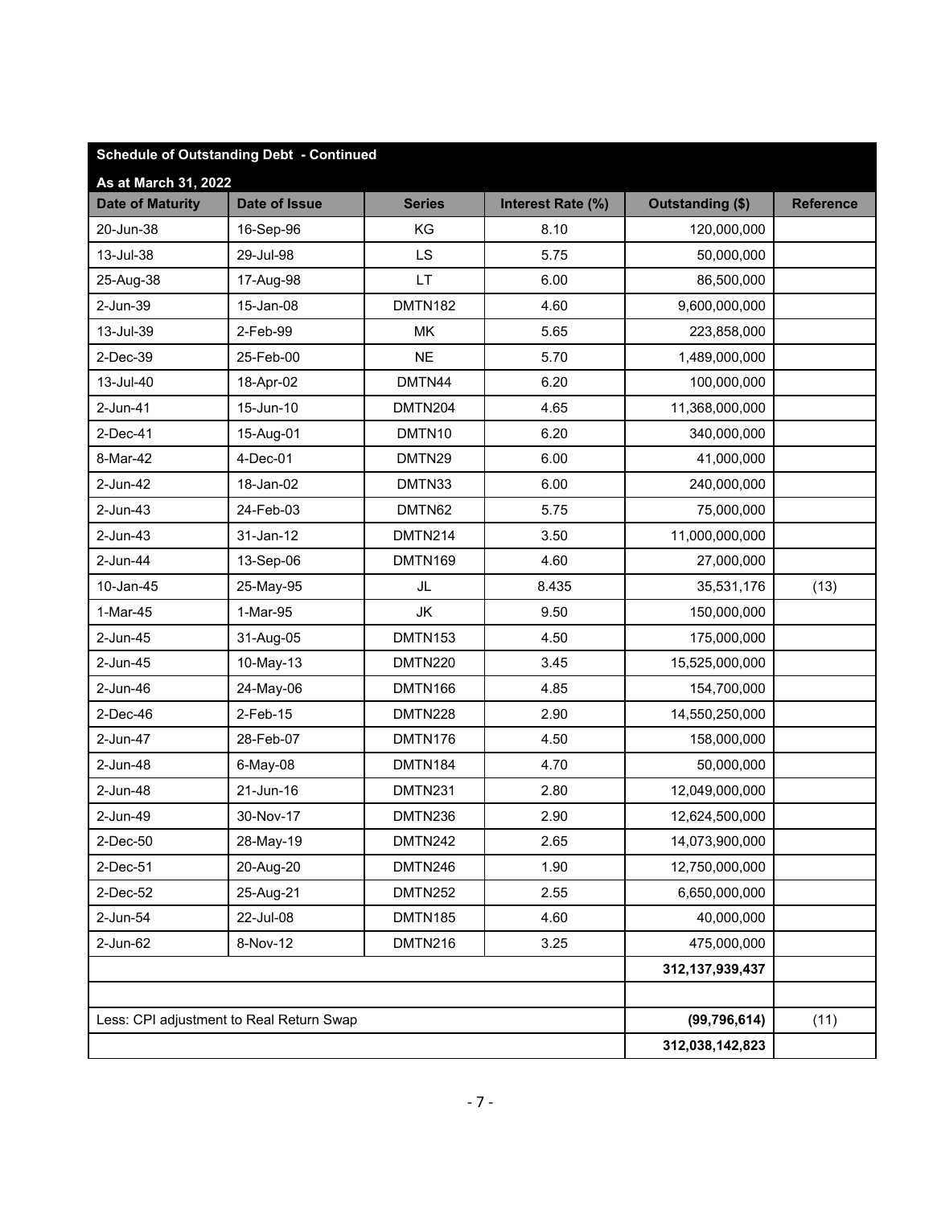**Schedule of Outstanding Debt - Continued**

**As at March 31, 2022**

| Date of Maturity | Date of Issue | Series | Interest Rate (%) | Outstanding ($) | Reference |
|---|---|---|---|---|---|
| 20-Jun-38 | 16-Sep-96 | KG | 8.10 | 120,000,000 | |
| 13-Jul-38 | 29-Jul-98 | LS | 5.75 | 50,000,000 | |
| 25-Aug-38 | 17-Aug-98 | LT | 6.00 | 86,500,000 | |
| 2-Jun-39 | 15-Jan-08 | DMTN182 | 4.60 | 9,600,000,000 | |
| 13-Jul-39 | 2-Feb-99 | MK | 5.65 | 223,858,000 | |
| 2-Dec-39 | 25-Feb-00 | NE | 5.70 | 1,489,000,000 | |
| 13-Jul-40 | 18-Apr-02 | DMTN44 | 6.20 | 100,000,000 | |
| 2-Jun-41 | 15-Jun-10 | DMTN204 | 4.65 | 11,368,000,000 | |
| 2-Dec-41 | 15-Aug-01 | DMTN10 | 6.20 | 340,000,000 | |
| 8-Mar-42 | 4-Dec-01 | DMTN29 | 6.00 | 41,000,000 | |
| 2-Jun-42 | 18-Jan-02 | DMTN33 | 6.00 | 240,000,000 | |
| 2-Jun-43 | 24-Feb-03 | DMTN62 | 5.75 | 75,000,000 | |
| 2-Jun-43 | 31-Jan-12 | DMTN214 | 3.50 | 11,000,000,000 | |
| 2-Jun-44 | 13-Sep-06 | DMTN169 | 4.60 | 27,000,000 | |
| 10-Jan-45 | 25-May-95 | JL | 8.435 | 35,531,176 | (13) |
| 1-Mar-45 | 1-Mar-95 | JK | 9.50 | 150,000,000 | |
| 2-Jun-45 | 31-Aug-05 | DMTN153 | 4.50 | 175,000,000 | |
| 2-Jun-45 | 10-May-13 | DMTN220 | 3.45 | 15,525,000,000 | |
| 2-Jun-46 | 24-May-06 | DMTN166 | 4.85 | 154,700,000 | |
| 2-Dec-46 | 2-Feb-15 | DMTN228 | 2.90 | 14,550,250,000 | |
| 2-Jun-47 | 28-Feb-07 | DMTN176 | 4.50 | 158,000,000 | |
| 2-Jun-48 | 6-May-08 | DMTN184 | 4.70 | 50,000,000 | |
| 2-Jun-48 | 21-Jun-16 | DMTN231 | 2.80 | 12,049,000,000 | |
| 2-Jun-49 | 30-Nov-17 | DMTN236 | 2.90 | 12,624,500,000 | |
| 2-Dec-50 | 28-May-19 | DMTN242 | 2.65 | 14,073,900,000 | |
| 2-Dec-51 | 20-Aug-20 | DMTN246 | 1.90 | 12,750,000,000 | |
| 2-Dec-52 | 25-Aug-21 | DMTN252 | 2.55 | 6,650,000,000 | |
| 2-Jun-54 | 22-Jul-08 | DMTN185 | 4.60 | 40,000,000 | |
| 2-Jun-62 | 8-Nov-12 | DMTN216 | 3.25 | 475,000,000 | |
| | | | | **312,137,939,437** | |
| | | | | | |
| Less: CPI adjustment to Real Return Swap | | | | **(99,796,614)** | (11) |
| | | | | **312,038,142,823** | |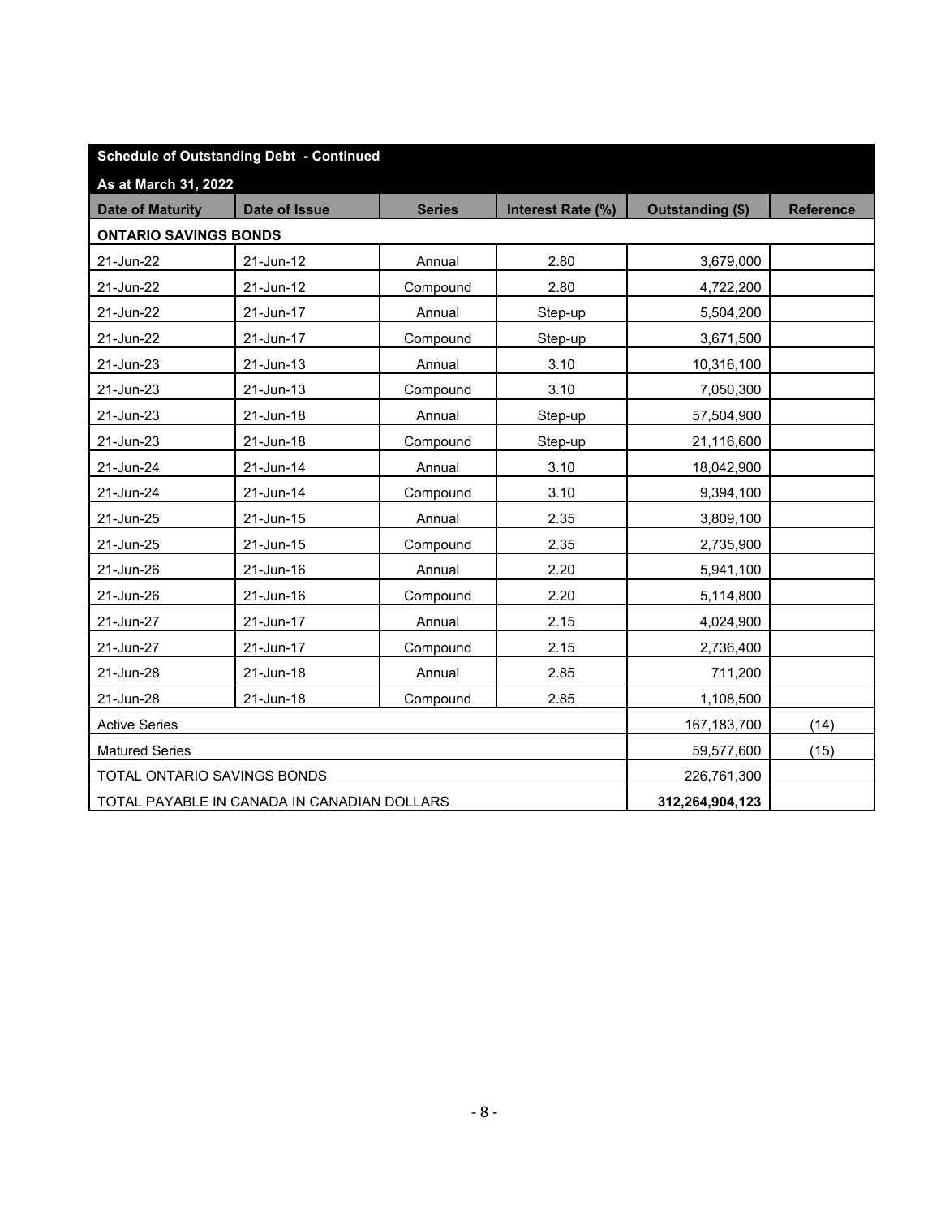| Schedule of Outstanding Debt - Continued | | | | | |
|---|---|---|---|---|---|
| As at March 31, 2022 | | | | | |
| Date of Maturity | Date of Issue | Series | Interest Rate (%) | Outstanding ($) | Reference |
| ONTARIO SAVINGS BONDS | | | | | |
| 21-Jun-22 | 21-Jun-12 | Annual | 2.80 | 3,679,000 | |
| 21-Jun-22 | 21-Jun-12 | Compound | 2.80 | 4,722,200 | |
| 21-Jun-22 | 21-Jun-17 | Annual | Step-up | 5,504,200 | |
| 21-Jun-22 | 21-Jun-17 | Compound | Step-up | 3,671,500 | |
| 21-Jun-23 | 21-Jun-13 | Annual | 3.10 | 10,316,100 | |
| 21-Jun-23 | 21-Jun-13 | Compound | 3.10 | 7,050,300 | |
| 21-Jun-23 | 21-Jun-18 | Annual | Step-up | 57,504,900 | |
| 21-Jun-23 | 21-Jun-18 | Compound | Step-up | 21,116,600 | |
| 21-Jun-24 | 21-Jun-14 | Annual | 3.10 | 18,042,900 | |
| 21-Jun-24 | 21-Jun-14 | Compound | 3.10 | 9,394,100 | |
| 21-Jun-25 | 21-Jun-15 | Annual | 2.35 | 3,809,100 | |
| 21-Jun-25 | 21-Jun-15 | Compound | 2.35 | 2,735,900 | |
| 21-Jun-26 | 21-Jun-16 | Annual | 2.20 | 5,941,100 | |
| 21-Jun-26 | 21-Jun-16 | Compound | 2.20 | 5,114,800 | |
| 21-Jun-27 | 21-Jun-17 | Annual | 2.15 | 4,024,900 | |
| 21-Jun-27 | 21-Jun-17 | Compound | 2.15 | 2,736,400 | |
| 21-Jun-28 | 21-Jun-18 | Annual | 2.85 | 711,200 | |
| 21-Jun-28 | 21-Jun-18 | Compound | 2.85 | 1,108,500 | |
| Active Series | | | | 167,183,700 | (14) |
| Matured Series | | | | 59,577,600 | (15) |
| TOTAL ONTARIO SAVINGS BONDS | | | | 226,761,300 | |
| TOTAL PAYABLE IN CANADA IN CANADIAN DOLLARS | | | | **312,264,904,123** | |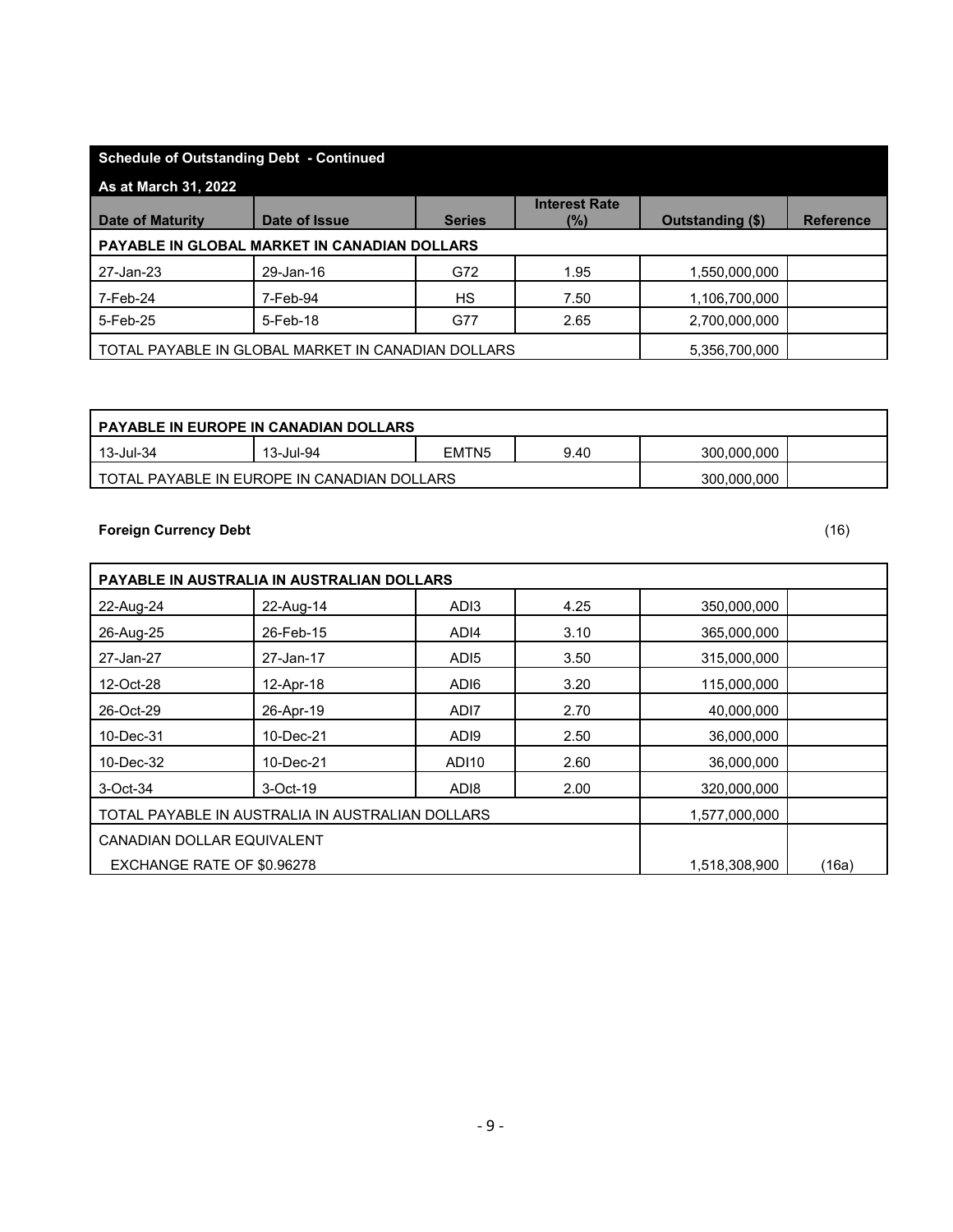**Schedule of Outstanding Debt - Continued**

**As at March 31, 2022**

| Date of Maturity | Date of Issue | Series | Interest Rate (%) | Outstanding ($) | Reference |
|---|---|---|---|---|---|
| **PAYABLE IN GLOBAL MARKET IN CANADIAN DOLLARS** | | | | | |
| 27-Jan-23 | 29-Jan-16 | G72 | 1.95 | 1,550,000,000 | |
| 7-Feb-24 | 7-Feb-94 | HS | 7.50 | 1,106,700,000 | |
| 5-Feb-25 | 5-Feb-18 | G77 | 2.65 | 2,700,000,000 | |
| TOTAL PAYABLE IN GLOBAL MARKET IN CANADIAN DOLLARS | | | | 5,356,700,000 | |

| **PAYABLE IN EUROPE IN CANADIAN DOLLARS** | | | | | |
|---|---|---|---|---|---|
| 13-Jul-34 | 13-Jul-94 | EMTN5 | 9.40 | 300,000,000 | |
| TOTAL PAYABLE IN EUROPE IN CANADIAN DOLLARS | | | | 300,000,000 | |

**Foreign Currency Debt** (16)

| **PAYABLE IN AUSTRALIA IN AUSTRALIAN DOLLARS** | | | | | |
|---|---|---|---|---|---|
| 22-Aug-24 | 22-Aug-14 | ADI3 | 4.25 | 350,000,000 | |
| 26-Aug-25 | 26-Feb-15 | ADI4 | 3.10 | 365,000,000 | |
| 27-Jan-27 | 27-Jan-17 | ADI5 | 3.50 | 315,000,000 | |
| 12-Oct-28 | 12-Apr-18 | ADI6 | 3.20 | 115,000,000 | |
| 26-Oct-29 | 26-Apr-19 | ADI7 | 2.70 | 40,000,000 | |
| 10-Dec-31 | 10-Dec-21 | ADI9 | 2.50 | 36,000,000 | |
| 10-Dec-32 | 10-Dec-21 | ADI10 | 2.60 | 36,000,000 | |
| 3-Oct-34 | 3-Oct-19 | ADI8 | 2.00 | 320,000,000 | |
| TOTAL PAYABLE IN AUSTRALIA IN AUSTRALIAN DOLLARS | | | | 1,577,000,000 | |
| CANADIAN DOLLAR EQUIVALENT EXCHANGE RATE OF $0.96278 | | | | 1,518,308,900 | (16a) |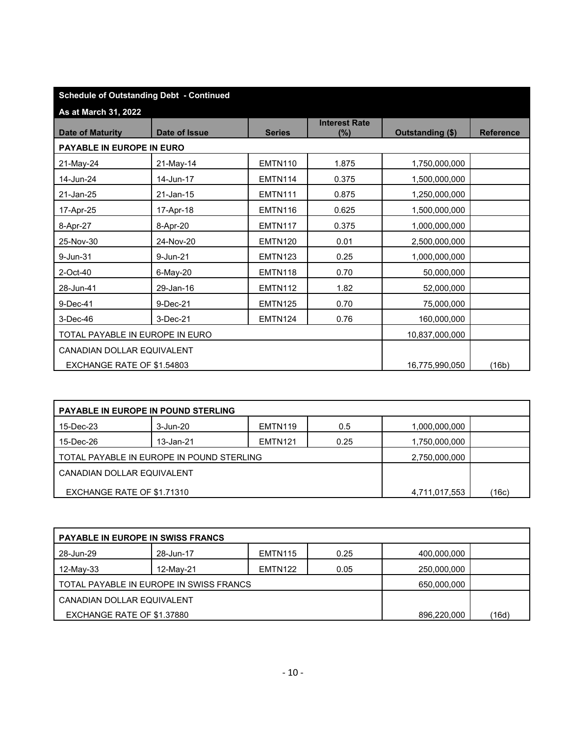**Schedule of Outstanding Debt - Continued**

**As at March 31, 2022**

| Date of Maturity | Date of Issue | Series | Interest Rate (%) | Outstanding ($) | Reference |
|---|---|---|---|---|---|
| **PAYABLE IN EUROPE IN EURO** | | | | | |
| 21-May-24 | 21-May-14 | EMTN110 | 1.875 | 1,750,000,000 | |
| 14-Jun-24 | 14-Jun-17 | EMTN114 | 0.375 | 1,500,000,000 | |
| 21-Jan-25 | 21-Jan-15 | EMTN111 | 0.875 | 1,250,000,000 | |
| 17-Apr-25 | 17-Apr-18 | EMTN116 | 0.625 | 1,500,000,000 | |
| 8-Apr-27 | 8-Apr-20 | EMTN117 | 0.375 | 1,000,000,000 | |
| 25-Nov-30 | 24-Nov-20 | EMTN120 | 0.01 | 2,500,000,000 | |
| 9-Jun-31 | 9-Jun-21 | EMTN123 | 0.25 | 1,000,000,000 | |
| 2-Oct-40 | 6-May-20 | EMTN118 | 0.70 | 50,000,000 | |
| 28-Jun-41 | 29-Jan-16 | EMTN112 | 1.82 | 52,000,000 | |
| 9-Dec-41 | 9-Dec-21 | EMTN125 | 0.70 | 75,000,000 | |
| 3-Dec-46 | 3-Dec-21 | EMTN124 | 0.76 | 160,000,000 | |
| TOTAL PAYABLE IN EUROPE IN EURO | | | | 10,837,000,000 | |
| CANADIAN DOLLAR EQUIVALENT EXCHANGE RATE OF $1.54803 | | | | 16,775,990,050 | (16b) |

| Date of Maturity | Date of Issue | Series | Interest Rate (%) | Outstanding ($) | Reference |
|---|---|---|---|---|---|
| **PAYABLE IN EUROPE IN POUND STERLING** | | | | | |
| 15-Dec-23 | 3-Jun-20 | EMTN119 | 0.5 | 1,000,000,000 | |
| 15-Dec-26 | 13-Jan-21 | EMTN121 | 0.25 | 1,750,000,000 | |
| TOTAL PAYABLE IN EUROPE IN POUND STERLING | | | | 2,750,000,000 | |
| CANADIAN DOLLAR EQUIVALENT EXCHANGE RATE OF $1.71310 | | | | 4,711,017,553 | (16c) |

| Date of Maturity | Date of Issue | Series | Interest Rate (%) | Outstanding ($) | Reference |
|---|---|---|---|---|---|
| **PAYABLE IN EUROPE IN SWISS FRANCS** | | | | | |
| 28-Jun-29 | 28-Jun-17 | EMTN115 | 0.25 | 400,000,000 | |
| 12-May-33 | 12-May-21 | EMTN122 | 0.05 | 250,000,000 | |
| TOTAL PAYABLE IN EUROPE IN SWISS FRANCS | | | | 650,000,000 | |
| CANADIAN DOLLAR EQUIVALENT EXCHANGE RATE OF $1.37880 | | | | 896,220,000 | (16d) |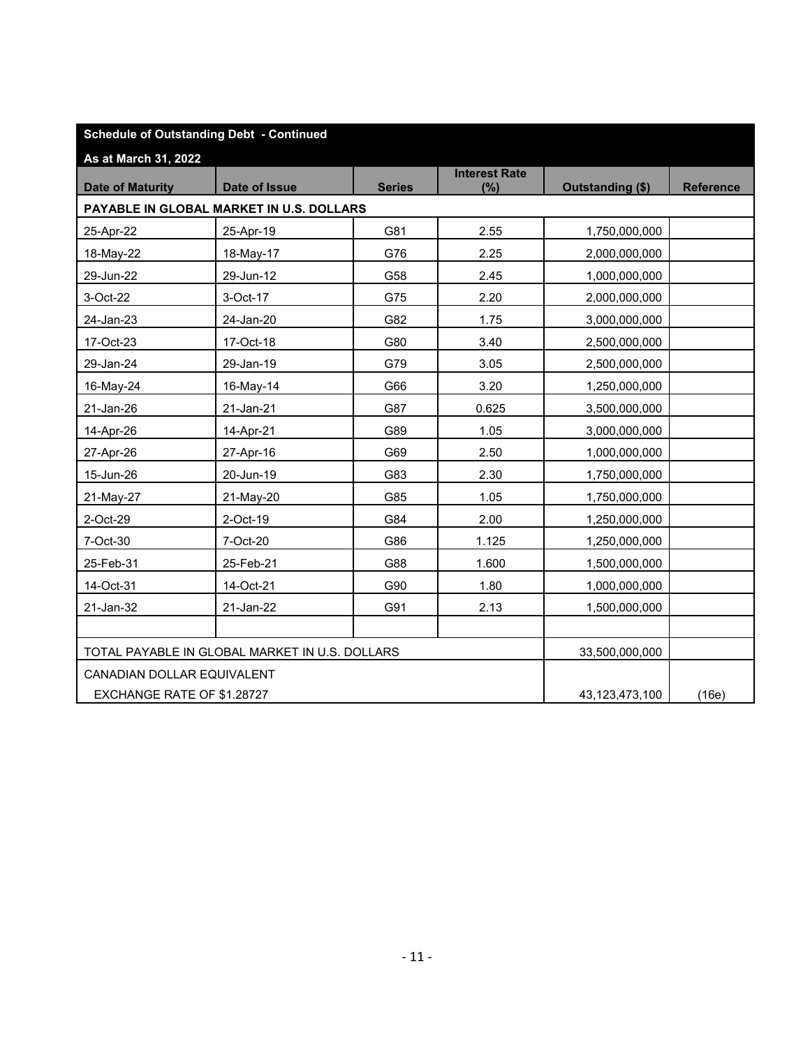| Schedule of Outstanding Debt - Continued | | | | | |
|---|---|---|---|---|---|
| As at March 31, 2022 | | | | | |
| Date of Maturity | Date of Issue | Series | Interest Rate (%) | Outstanding ($) | Reference |
| PAYABLE IN GLOBAL MARKET IN U.S. DOLLARS | | | | | |
| 25-Apr-22 | 25-Apr-19 | G81 | 2.55 | 1,750,000,000 | |
| 18-May-22 | 18-May-17 | G76 | 2.25 | 2,000,000,000 | |
| 29-Jun-22 | 29-Jun-12 | G58 | 2.45 | 1,000,000,000 | |
| 3-Oct-22 | 3-Oct-17 | G75 | 2.20 | 2,000,000,000 | |
| 24-Jan-23 | 24-Jan-20 | G82 | 1.75 | 3,000,000,000 | |
| 17-Oct-23 | 17-Oct-18 | G80 | 3.40 | 2,500,000,000 | |
| 29-Jan-24 | 29-Jan-19 | G79 | 3.05 | 2,500,000,000 | |
| 16-May-24 | 16-May-14 | G66 | 3.20 | 1,250,000,000 | |
| 21-Jan-26 | 21-Jan-21 | G87 | 0.625 | 3,500,000,000 | |
| 14-Apr-26 | 14-Apr-21 | G89 | 1.05 | 3,000,000,000 | |
| 27-Apr-26 | 27-Apr-16 | G69 | 2.50 | 1,000,000,000 | |
| 15-Jun-26 | 20-Jun-19 | G83 | 2.30 | 1,750,000,000 | |
| 21-May-27 | 21-May-20 | G85 | 1.05 | 1,750,000,000 | |
| 2-Oct-29 | 2-Oct-19 | G84 | 2.00 | 1,250,000,000 | |
| 7-Oct-30 | 7-Oct-20 | G86 | 1.125 | 1,250,000,000 | |
| 25-Feb-31 | 25-Feb-21 | G88 | 1.600 | 1,500,000,000 | |
| 14-Oct-31 | 14-Oct-21 | G90 | 1.80 | 1,000,000,000 | |
| 21-Jan-32 | 21-Jan-22 | G91 | 2.13 | 1,500,000,000 | |
| | | | | | |
| TOTAL PAYABLE IN GLOBAL MARKET IN U.S. DOLLARS | | | | 33,500,000,000 | |
| CANADIAN DOLLAR EQUIVALENT EXCHANGE RATE OF $1.28727 | | | | 43,123,473,100 | (16e) |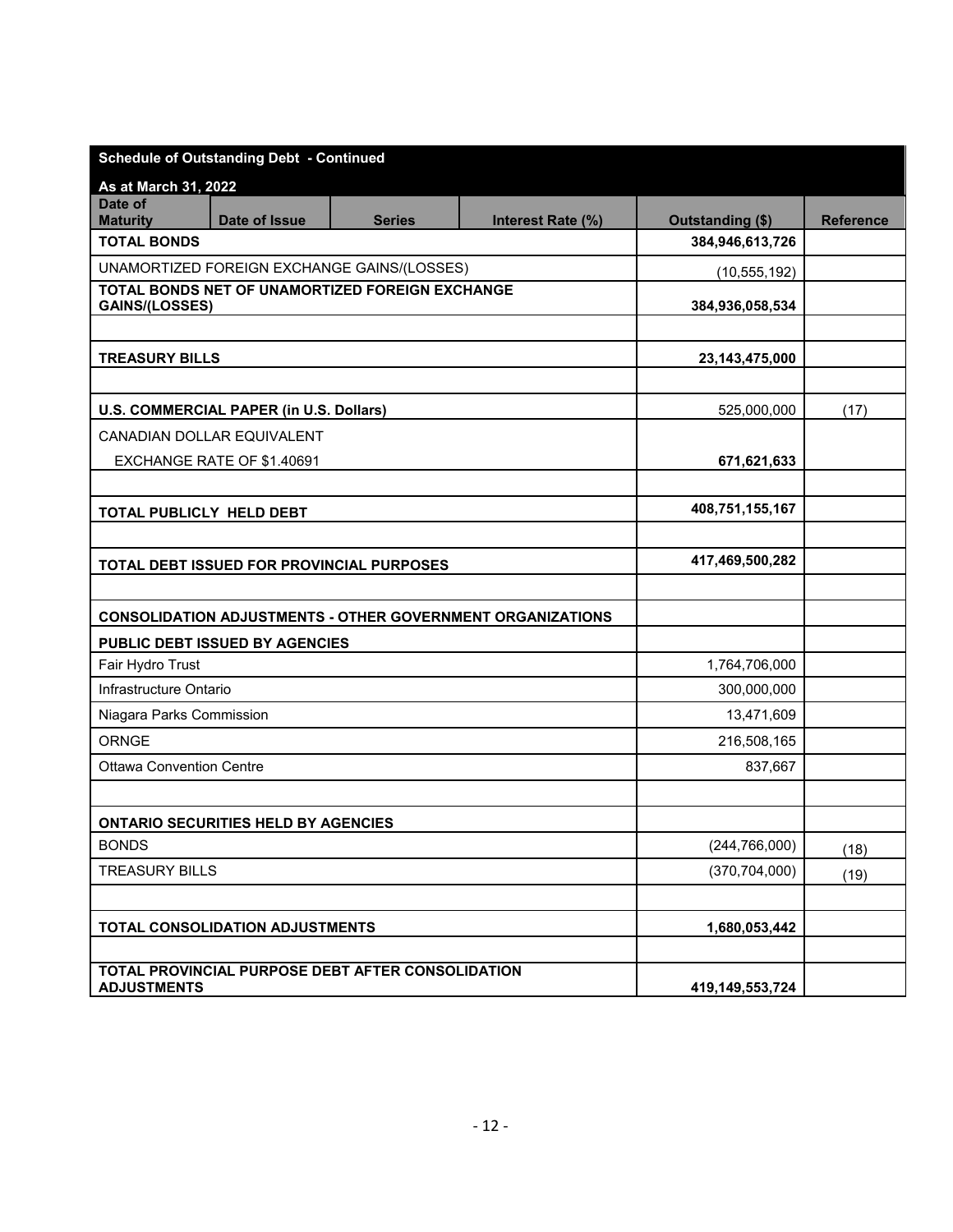| Schedule of Outstanding Debt - Continued | | | | | |
|---|---|---|---|---|---|
| As at March 31, 2022 | | | | | |
| Date of Maturity | Date of Issue | Series | Interest Rate (%) | Outstanding ($) | Reference |
| **TOTAL BONDS** | | | | **384,946,613,726** | |
| UNAMORTIZED FOREIGN EXCHANGE GAINS/(LOSSES) | | | | (10,555,192) | |
| **TOTAL BONDS NET OF UNAMORTIZED FOREIGN EXCHANGE GAINS/(LOSSES)** | | | | **384,936,058,534** | |
| | | | | | |
| **TREASURY BILLS** | | | | **23,143,475,000** | |
| | | | | | |
| **U.S. COMMERCIAL PAPER (in U.S. Dollars)** | | | | 525,000,000 | (17) |
| CANADIAN DOLLAR EQUIVALENT | | | | | |
| EXCHANGE RATE OF $1.40691 | | | | **671,621,633** | |
| | | | | | |
| **TOTAL PUBLICLY HELD DEBT** | | | | **408,751,155,167** | |
| | | | | | |
| **TOTAL DEBT ISSUED FOR PROVINCIAL PURPOSES** | | | | **417,469,500,282** | |
| | | | | | |
| **CONSOLIDATION ADJUSTMENTS - OTHER GOVERNMENT ORGANIZATIONS** | | | | | |
| **PUBLIC DEBT ISSUED BY AGENCIES** | | | | | |
| Fair Hydro Trust | | | | 1,764,706,000 | |
| Infrastructure Ontario | | | | 300,000,000 | |
| Niagara Parks Commission | | | | 13,471,609 | |
| ORNGE | | | | 216,508,165 | |
| Ottawa Convention Centre | | | | 837,667 | |
| | | | | | |
| **ONTARIO SECURITIES HELD BY AGENCIES** | | | | | |
| BONDS | | | | (244,766,000) | (18) |
| TREASURY BILLS | | | | (370,704,000) | (19) |
| | | | | | |
| **TOTAL CONSOLIDATION ADJUSTMENTS** | | | | **1,680,053,442** | |
| | | | | | |
| **TOTAL PROVINCIAL PURPOSE DEBT AFTER CONSOLIDATION ADJUSTMENTS** | | | | **419,149,553,724** | |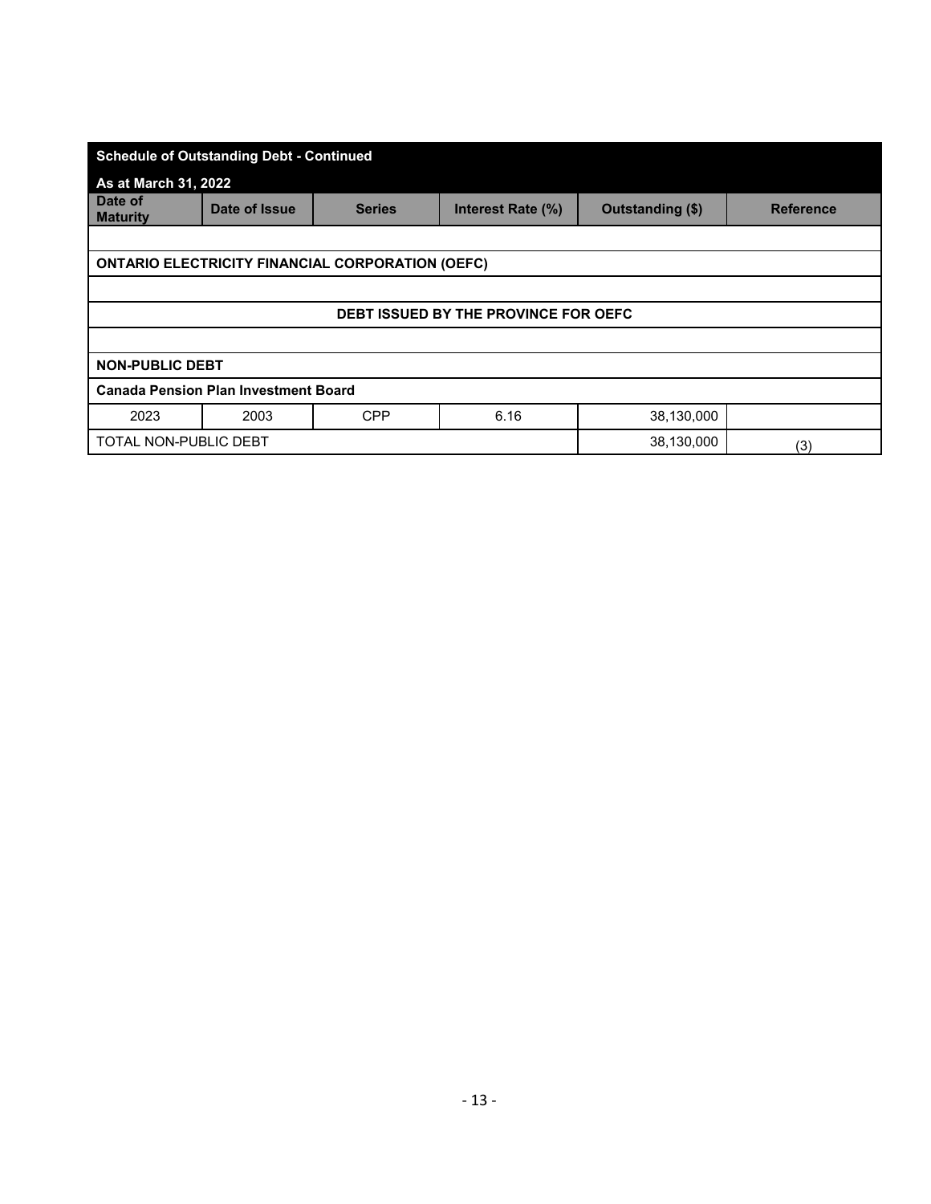| Schedule of Outstanding Debt - Continued | | | | | |
|---|---|---|---|---|---|
| As at March 31, 2022 | | | | | |
| Date of Maturity | Date of Issue | Series | Interest Rate (%) | Outstanding ($) | Reference |
| | | | | | |
| **ONTARIO ELECTRICITY FINANCIAL CORPORATION (OEFC)** | | | | | |
| | | | | | |
| **DEBT ISSUED BY THE PROVINCE FOR OEFC** | | | | | |
| | | | | | |
| **NON-PUBLIC DEBT** | | | | | |
| **Canada Pension Plan Investment Board** | | | | | |
| 2023 | 2003 | CPP | 6.16 | 38,130,000 | |
| TOTAL NON-PUBLIC DEBT | | | | 38,130,000 | (3) |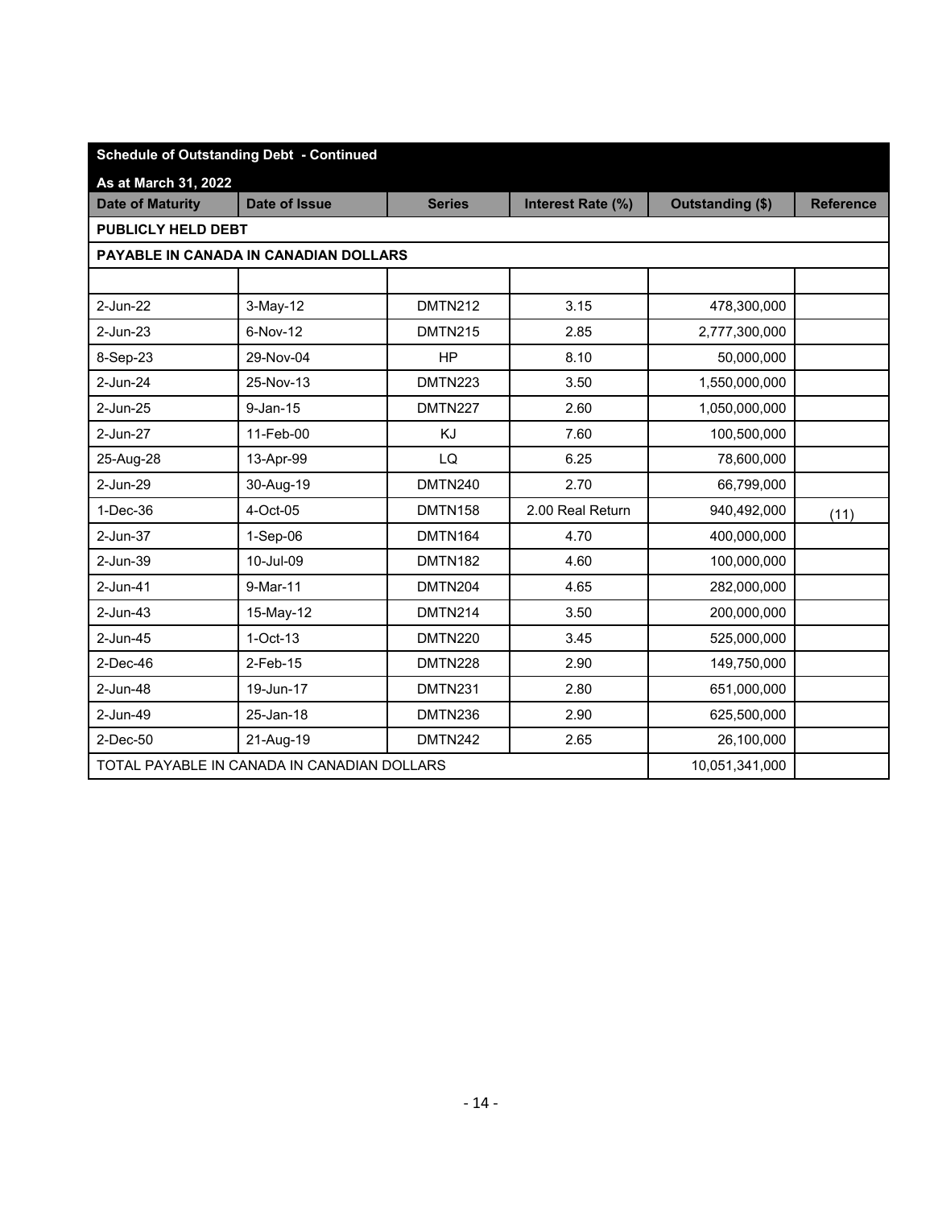| Schedule of Outstanding Debt - Continued | | | | | |
|---|---|---|---|---|---|
| As at March 31, 2022 | | | | | |
| Date of Maturity | Date of Issue | Series | Interest Rate (%) | Outstanding ($) | Reference |
| PUBLICLY HELD DEBT | | | | | |
| PAYABLE IN CANADA IN CANADIAN DOLLARS | | | | | |
| | | | | | |
| 2-Jun-22 | 3-May-12 | DMTN212 | 3.15 | 478,300,000 | |
| 2-Jun-23 | 6-Nov-12 | DMTN215 | 2.85 | 2,777,300,000 | |
| 8-Sep-23 | 29-Nov-04 | HP | 8.10 | 50,000,000 | |
| 2-Jun-24 | 25-Nov-13 | DMTN223 | 3.50 | 1,550,000,000 | |
| 2-Jun-25 | 9-Jan-15 | DMTN227 | 2.60 | 1,050,000,000 | |
| 2-Jun-27 | 11-Feb-00 | KJ | 7.60 | 100,500,000 | |
| 25-Aug-28 | 13-Apr-99 | LQ | 6.25 | 78,600,000 | |
| 2-Jun-29 | 30-Aug-19 | DMTN240 | 2.70 | 66,799,000 | |
| 1-Dec-36 | 4-Oct-05 | DMTN158 | 2.00 Real Return | 940,492,000 | (11) |
| 2-Jun-37 | 1-Sep-06 | DMTN164 | 4.70 | 400,000,000 | |
| 2-Jun-39 | 10-Jul-09 | DMTN182 | 4.60 | 100,000,000 | |
| 2-Jun-41 | 9-Mar-11 | DMTN204 | 4.65 | 282,000,000 | |
| 2-Jun-43 | 15-May-12 | DMTN214 | 3.50 | 200,000,000 | |
| 2-Jun-45 | 1-Oct-13 | DMTN220 | 3.45 | 525,000,000 | |
| 2-Dec-46 | 2-Feb-15 | DMTN228 | 2.90 | 149,750,000 | |
| 2-Jun-48 | 19-Jun-17 | DMTN231 | 2.80 | 651,000,000 | |
| 2-Jun-49 | 25-Jan-18 | DMTN236 | 2.90 | 625,500,000 | |
| 2-Dec-50 | 21-Aug-19 | DMTN242 | 2.65 | 26,100,000 | |
| TOTAL PAYABLE IN CANADA IN CANADIAN DOLLARS | | | | 10,051,341,000 | |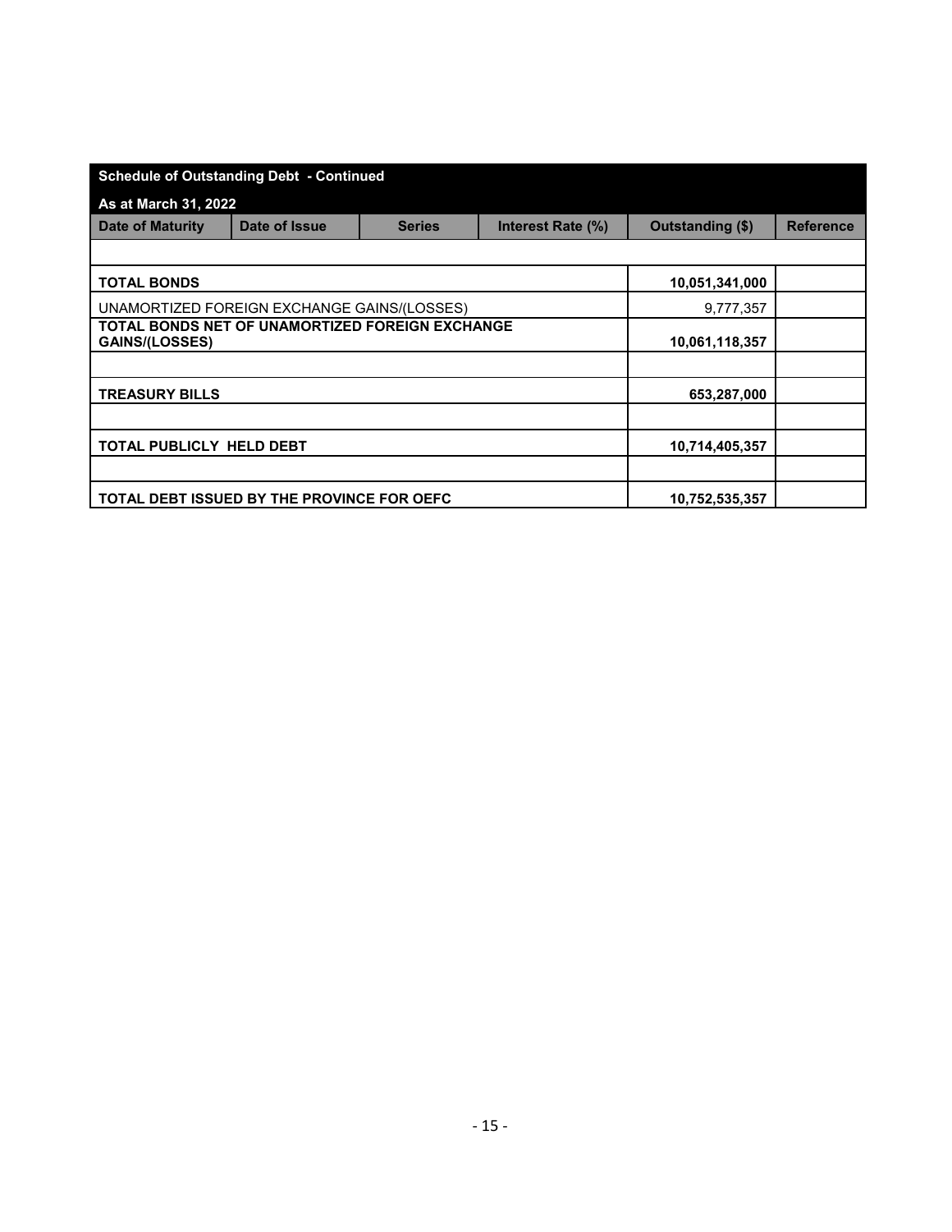| Schedule of Outstanding Debt - Continued | | | | | |
|---|---|---|---|---|---|
| As at March 31, 2022 | | | | | |
| **Date of Maturity** | **Date of Issue** | **Series** | **Interest Rate (%)** | **Outstanding ($)** | **Reference** |
| | | | | | |
| **TOTAL BONDS** | | | | **10,051,341,000** | |
| UNAMORTIZED FOREIGN EXCHANGE GAINS/(LOSSES) | | | | 9,777,357 | |
| **TOTAL BONDS NET OF UNAMORTIZED FOREIGN EXCHANGE GAINS/(LOSSES)** | | | | **10,061,118,357** | |
| | | | | | |
| **TREASURY BILLS** | | | | **653,287,000** | |
| | | | | | |
| **TOTAL PUBLICLY HELD DEBT** | | | | **10,714,405,357** | |
| | | | | | |
| **TOTAL DEBT ISSUED BY THE PROVINCE FOR OEFC** | | | | **10,752,535,357** | |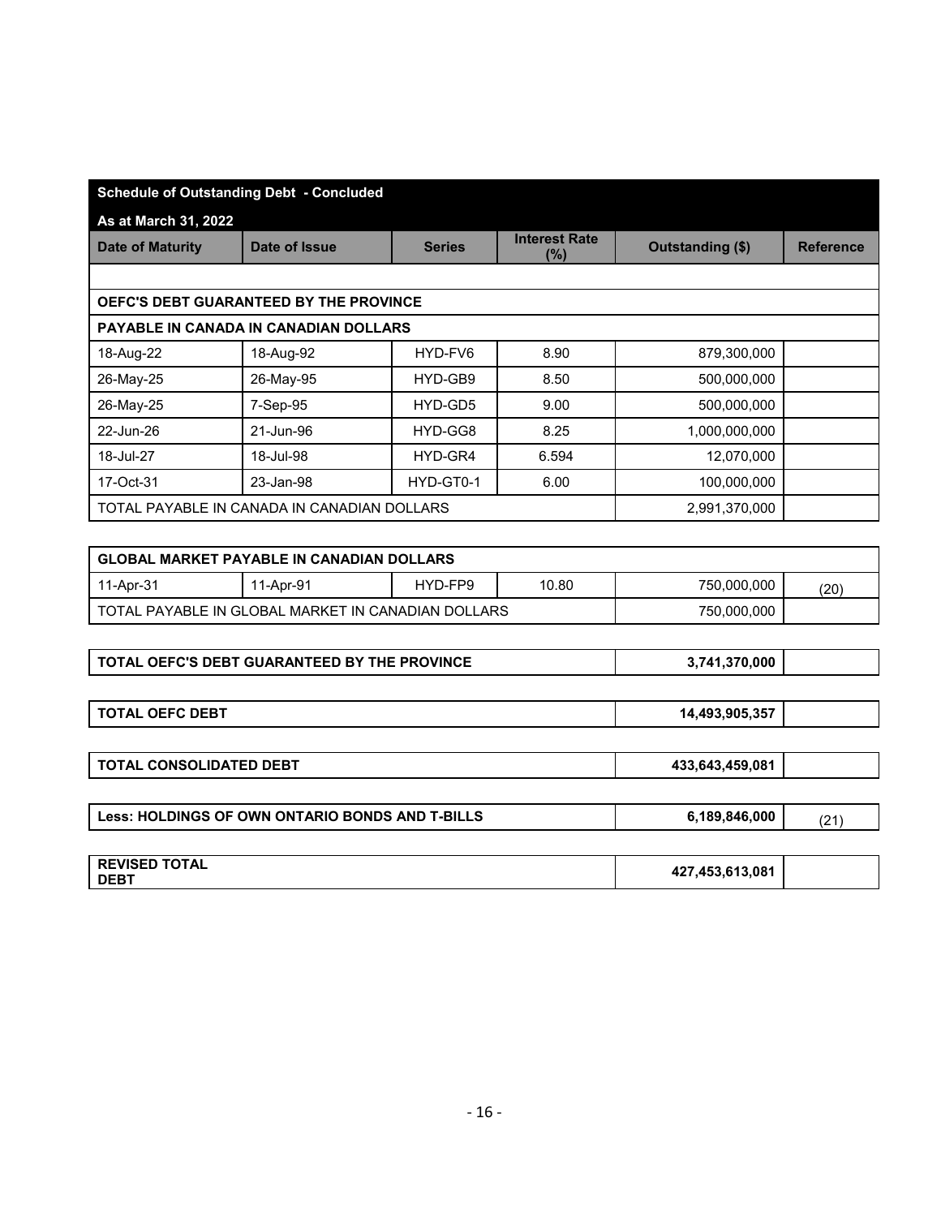## Schedule of Outstanding Debt - Concluded

**As at March 31, 2022**

| Date of Maturity | Date of Issue | Series | Interest Rate (%) | Outstanding ($) | Reference |
|---|---|---|---|---|---|
| **OEFC'S DEBT GUARANTEED BY THE PROVINCE** | | | | | |
| **PAYABLE IN CANADA IN CANADIAN DOLLARS** | | | | | |
| 18-Aug-22 | 18-Aug-92 | HYD-FV6 | 8.90 | 879,300,000 | |
| 26-May-25 | 26-May-95 | HYD-GB9 | 8.50 | 500,000,000 | |
| 26-May-25 | 7-Sep-95 | HYD-GD5 | 9.00 | 500,000,000 | |
| 22-Jun-26 | 21-Jun-96 | HYD-GG8 | 8.25 | 1,000,000,000 | |
| 18-Jul-27 | 18-Jul-98 | HYD-GR4 | 6.594 | 12,070,000 | |
| 17-Oct-31 | 23-Jan-98 | HYD-GT0-1 | 6.00 | 100,000,000 | |
| TOTAL PAYABLE IN CANADA IN CANADIAN DOLLARS | | | | 2,991,370,000 | |
| **GLOBAL MARKET PAYABLE IN CANADIAN DOLLARS** | | | | | |
| 11-Apr-31 | 11-Apr-91 | HYD-FP9 | 10.80 | 750,000,000 | (20) |
| TOTAL PAYABLE IN GLOBAL MARKET IN CANADIAN DOLLARS | | | | 750,000,000 | |
| **TOTAL OEFC'S DEBT GUARANTEED BY THE PROVINCE** | | | | **3,741,370,000** | |
| **TOTAL OEFC DEBT** | | | | **14,493,905,357** | |
| **TOTAL CONSOLIDATED DEBT** | | | | **433,643,459,081** | |
| **Less: HOLDINGS OF OWN ONTARIO BONDS AND T-BILLS** | | | | **6,189,846,000** | (21) |
| **REVISED TOTAL DEBT** | | | | **427,453,613,081** | |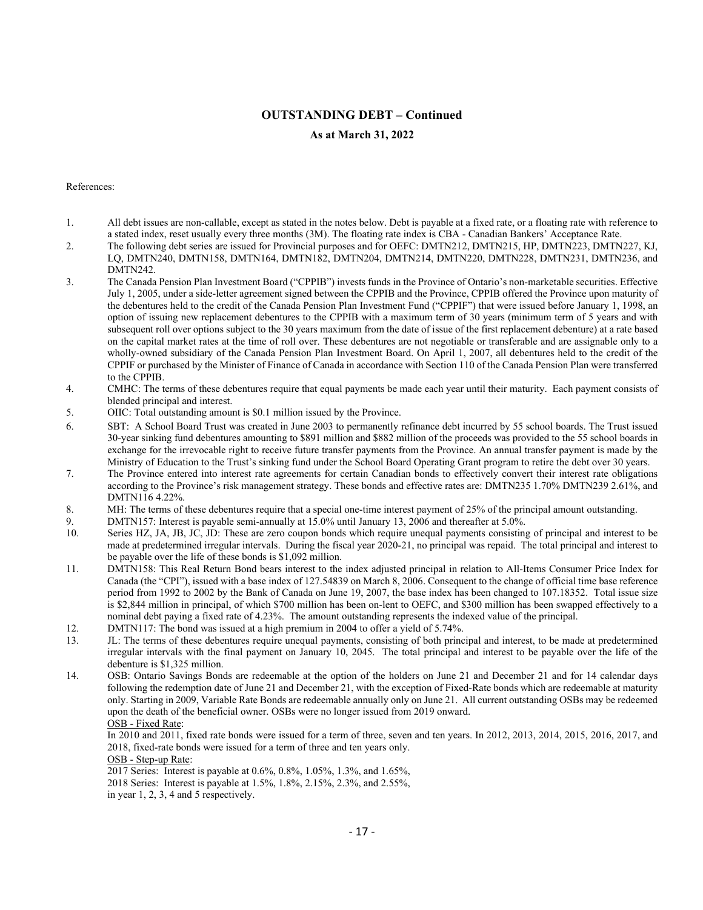## OUTSTANDING DEBT – Continued

### As at March 31, 2022

References:

1. All debt issues are non-callable, except as stated in the notes below. Debt is payable at a fixed rate, or a floating rate with reference to a stated index, reset usually every three months (3M). The floating rate index is CBA - Canadian Bankers' Acceptance Rate.
2. The following debt series are issued for Provincial purposes and for OEFC: DMTN212, DMTN215, HP, DMTN223, DMTN227, KJ, LQ, DMTN240, DMTN158, DMTN164, DMTN182, DMTN204, DMTN214, DMTN220, DMTN228, DMTN231, DMTN236, and DMTN242.
3. The Canada Pension Plan Investment Board ("CPPIB") invests funds in the Province of Ontario's non-marketable securities. Effective July 1, 2005, under a side-letter agreement signed between the CPPIB and the Province, CPPIB offered the Province upon maturity of the debentures held to the credit of the Canada Pension Plan Investment Fund ("CPPIF") that were issued before January 1, 1998, an option of issuing new replacement debentures to the CPPIB with a maximum term of 30 years (minimum term of 5 years and with subsequent roll over options subject to the 30 years maximum from the date of issue of the first replacement debenture) at a rate based on the capital market rates at the time of roll over. These debentures are not negotiable or transferable and are assignable only to a wholly-owned subsidiary of the Canada Pension Plan Investment Board. On April 1, 2007, all debentures held to the credit of the CPPIF or purchased by the Minister of Finance of Canada in accordance with Section 110 of the Canada Pension Plan were transferred to the CPPIB.
4. CMHC: The terms of these debentures require that equal payments be made each year until their maturity. Each payment consists of blended principal and interest.
5. OIIC: Total outstanding amount is $0.1 million issued by the Province.
6. SBT: A School Board Trust was created in June 2003 to permanently refinance debt incurred by 55 school boards. The Trust issued 30-year sinking fund debentures amounting to $891 million and $882 million of the proceeds was provided to the 55 school boards in exchange for the irrevocable right to receive future transfer payments from the Province. An annual transfer payment is made by the Ministry of Education to the Trust's sinking fund under the School Board Operating Grant program to retire the debt over 30 years.
7. The Province entered into interest rate agreements for certain Canadian bonds to effectively convert their interest rate obligations according to the Province's risk management strategy. These bonds and effective rates are: DMTN235 1.70% DMTN239 2.61%, and DMTN116 4.22%.
8. MH: The terms of these debentures require that a special one-time interest payment of 25% of the principal amount outstanding.
9. DMTN157: Interest is payable semi-annually at 15.0% until January 13, 2006 and thereafter at 5.0%.
10. Series HZ, JA, JB, JC, JD: These are zero coupon bonds which require unequal payments consisting of principal and interest to be made at predetermined irregular intervals. During the fiscal year 2020-21, no principal was repaid. The total principal and interest to be payable over the life of these bonds is $1,092 million.
11. DMTN158: This Real Return Bond bears interest to the index adjusted principal in relation to All-Items Consumer Price Index for Canada (the "CPI"), issued with a base index of 127.54839 on March 8, 2006. Consequent to the change of official time base reference period from 1992 to 2002 by the Bank of Canada on June 19, 2007, the base index has been changed to 107.18352. Total issue size is $2,844 million in principal, of which $700 million has been on-lent to OEFC, and $300 million has been swapped effectively to a nominal debt paying a fixed rate of 4.23%. The amount outstanding represents the indexed value of the principal.
12. DMTN117: The bond was issued at a high premium in 2004 to offer a yield of 5.74%.
13. JL: The terms of these debentures require unequal payments, consisting of both principal and interest, to be made at predetermined irregular intervals with the final payment on January 10, 2045. The total principal and interest to be payable over the life of the debenture is $1,325 million.
14. OSB: Ontario Savings Bonds are redeemable at the option of the holders on June 21 and December 21 and for 14 calendar days following the redemption date of June 21 and December 21, with the exception of Fixed-Rate bonds which are redeemable at maturity only. Starting in 2009, Variable Rate Bonds are redeemable annually only on June 21. All current outstanding OSBs may be redeemed upon the death of the beneficial owner. OSBs were no longer issued from 2019 onward.

    OSB - Fixed Rate:

    In 2010 and 2011, fixed rate bonds were issued for a term of three, seven and ten years. In 2012, 2013, 2014, 2015, 2016, 2017, and 2018, fixed-rate bonds were issued for a term of three and ten years only.

    OSB - Step-up Rate:

    2017 Series: Interest is payable at 0.6%, 0.8%, 1.05%, 1.3%, and 1.65%,
    2018 Series: Interest is payable at 1.5%, 1.8%, 2.15%, 2.3%, and 2.55%,
    in year 1, 2, 3, 4 and 5 respectively.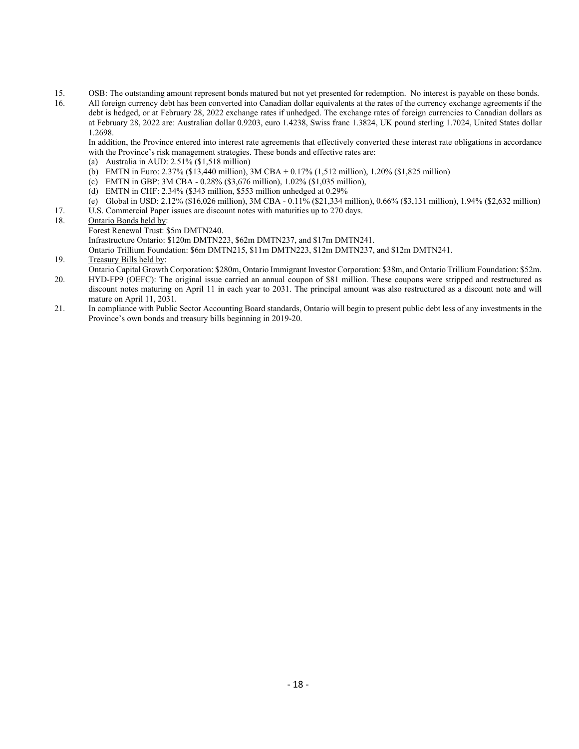15. OSB: The outstanding amount represent bonds matured but not yet presented for redemption. No interest is payable on these bonds.
16. All foreign currency debt has been converted into Canadian dollar equivalents at the rates of the currency exchange agreements if the debt is hedged, or at February 28, 2022 exchange rates if unhedged. The exchange rates of foreign currencies to Canadian dollars as at February 28, 2022 are: Australian dollar 0.9203, euro 1.4238, Swiss franc 1.3824, UK pound sterling 1.7024, United States dollar 1.2698.

    In addition, the Province entered into interest rate agreements that effectively converted these interest rate obligations in accordance with the Province's risk management strategies. These bonds and effective rates are:

    (a) Australia in AUD: 2.51% ($1,518 million)
    (b) EMTN in Euro: 2.37% ($13,440 million), 3M CBA + 0.17% (1,512 million), 1.20% ($1,825 million)
    (c) EMTN in GBP: 3M CBA - 0.28% ($3,676 million), 1.02% ($1,035 million),
    (d) EMTN in CHF: 2.34% ($343 million, $553 million unhedged at 0.29%
    (e) Global in USD: 2.12% ($16,026 million), 3M CBA - 0.11% ($21,334 million), 0.66% ($3,131 million), 1.94% ($2,632 million)
17. U.S. Commercial Paper issues are discount notes with maturities up to 270 days.
18. Ontario Bonds held by:

    Forest Renewal Trust: $5m DMTN240.

    Infrastructure Ontario: $120m DMTN223, $62m DMTN237, and $17m DMTN241.

    Ontario Trillium Foundation: $6m DMTN215, $11m DMTN223, $12m DMTN237, and $12m DMTN241.
19. Treasury Bills held by:

    Ontario Capital Growth Corporation: $280m, Ontario Immigrant Investor Corporation: $38m, and Ontario Trillium Foundation: $52m.
20. HYD-FP9 (OEFC): The original issue carried an annual coupon of $81 million. These coupons were stripped and restructured as discount notes maturing on April 11 in each year to 2031. The principal amount was also restructured as a discount note and will mature on April 11, 2031.
21. In compliance with Public Sector Accounting Board standards, Ontario will begin to present public debt less of any investments in the Province's own bonds and treasury bills beginning in 2019-20.